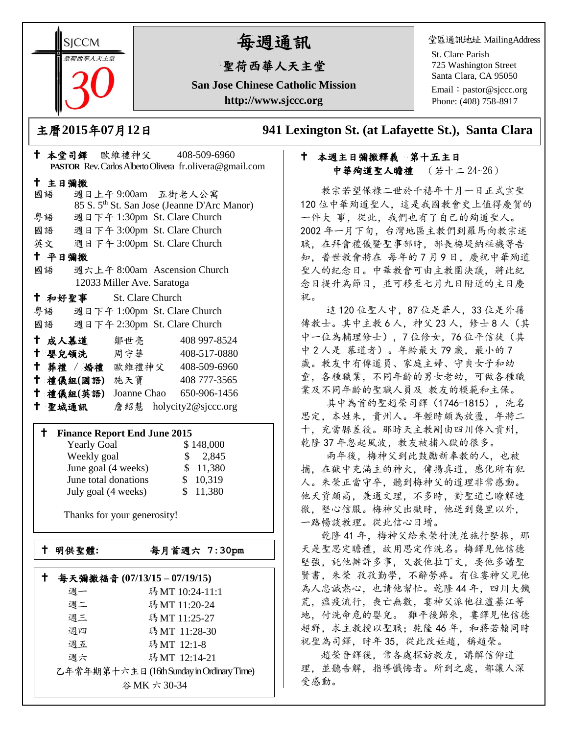SJCCM
聖荷西華人天主堂
30

# 每週通訊

## 聖荷西華人天主堂

**San Jose Chinese Catholic Mission**

**http://www.sjccc.org**

堂區通訊地址 MailingAddress
St. Clare Parish
725 Washington Street
Santa Clara, CA 95050
Email：pastor@sjccc.org
Phone: (408) 758-8917

**主曆2015年07月12日** **941 Lexington St. (at Lafayette St.), Santa Clara**

✝ **本堂司鐸** 歐維禮神父 408-509-6960
**PASTOR** Rev. Carlos Alberto Olivera fr.olivera@gmail.com

✝ **主日彌撒**
國語 週日上午 9:00am 五街老人公寓
85 S. 5th St. San Jose (Jeanne D'Arc Manor)
粵語 週日下午 1:30pm St. Clare Church
國語 週日下午 3:00pm St. Clare Church
英文 週日下午 3:00pm St. Clare Church

✝ **平日彌撒**
國語 週六上午 8:00am Ascension Church
12033 Miller Ave. Saratoga

✝ **和好聖事** St. Clare Church
粵語 週日下午 1:00pm St. Clare Church
國語 週日下午 2:30pm St. Clare Church

| | | |
|---|---|---|
| ✝ **成人慕道** | 鄒世亮 | 408 997-8524 |
| ✝ **嬰兒領洗** | 周守華 | 408-517-0880 |
| ✝ **葬禮 / 婚禮** | 歐維禮神父 | 408-509-6960 |
| ✝ **禮儀組(國語)** | 施天寶 | 408 777-3565 |
| ✝ **禮儀組(英語)** | Joanne Chao | 650-906-1456 |
| ✝ **聖城通訊** | 詹紹慧 | holycity2@sjccc.org |

✝ **Finance Report End June 2015**

| | |
|---|---|
| Yearly Goal | $ 148,000 |
| Weekly goal | $ 2,845 |
| June goal (4 weeks) | $ 11,380 |
| June total donations | $ 10,319 |
| July goal (4 weeks) | $ 11,380 |

Thanks for your generosity!

✝ **明供聖體:** **每月首週六 7:30pm**

✝ **每天彌撒福音 (07/13/15 – 07/19/15)**

| | |
|---|---|
| 週一 | 瑪 MT 10:24-11:1 |
| 週二 | 瑪 MT 11:20-24 |
| 週三 | 瑪 MT 11:25-27 |
| 週四 | 瑪 MT 11:28-30 |
| 週五 | 瑪 MT 12:1-8 |
| 週六 | 瑪 MT 12:14-21 |

乙年常年期第十六主日 (16th Sunday in Ordinary Time)
谷 MK 六 30-34

✝ **本週主日彌撒釋義 第十五主日**
**中華殉道聖人瞻禮** （若十二 24~26）

教宗若望保祿二世於千禧年十月一日正式宣聖 120 位中華殉道聖人，這是我國教會史上值得慶賀的一件大 事，從此，我們也有了自己的殉道聖人。2002 年一月下旬，台灣地區主教們到羅馬向教宗述職，在拜會禮儀暨聖事部時，部長梅堤納樞機等告知，普世教會將在 每年的 7 月 9 日，慶祝中華殉道聖人的紀念日。中華教會可由主教團決議，將此紀念日提升為節日，並可移至七月九日附近的主日慶祝。

這 120 位聖人中，87 位是華人，33 位是外籍傳教士。其中主教 6 人，神父 23 人，修士 8 人（其中一位為輔理修士），7 位修女，76 位平信徒（其中 2 人是 慕道者）。年齡最大 79 歲，最小的 7 歲。教友中有傳道員、家庭主婦、守貞女子和幼童，各種職業，不同年齡的男女老幼，可做各種職業及不同年齡的聖職人員及 教友的模範和主保。

其中為首的聖趙榮司鐸（1746~1815），洗名思定，本姓朱，貴州人。年輕時頗為放盪，年將二十，充當縣差役。那時天主教剛由四川傳入貴州，乾隆 37 年忽起風波，教友被捕入獄的很多。

兩年後，梅神父到此鼓勵新奉教的人，也被捕，在獄中充滿主的神火，傳揚真道，感化所有犯人。朱榮正當守卒，聽到梅神父的道理非常感動。他天資頗高，兼通文理，不多時，對聖道已瞭解透徹，堅心信服。梅神父出獄時，他送到幾里以外，一路暢談教理。從此信心日增。

乾隆 41 年，梅神父給朱榮付洗並施行堅振，那天是聖思定瞻禮，故用思定作洗名。梅鐸見他信德堅強，託他辦許多事，又教他拉丁文，要他多讀聖賢書，朱榮 孜孜勤學，不辭勞瘁。有位婁神父見他為人忠誠熱心，也請他幫忙。乾隆 44 年，四川大饑荒，瘟疫流行，喪亡無數，婁神父派他往瀘綦江等地，付洗命危的嬰兒。 難平後歸來，婁鐸見他信德超群，求主教授以聖職；乾隆 46 年，和蔣若翰同時祝聖為司鐸，時年 35，從此改姓趙，稱趙榮。

趙榮晉鐸後，常各處探訪教友，講解信仰道理，並聽告解，指導懺悔者。所到之處，都讓人深受感動。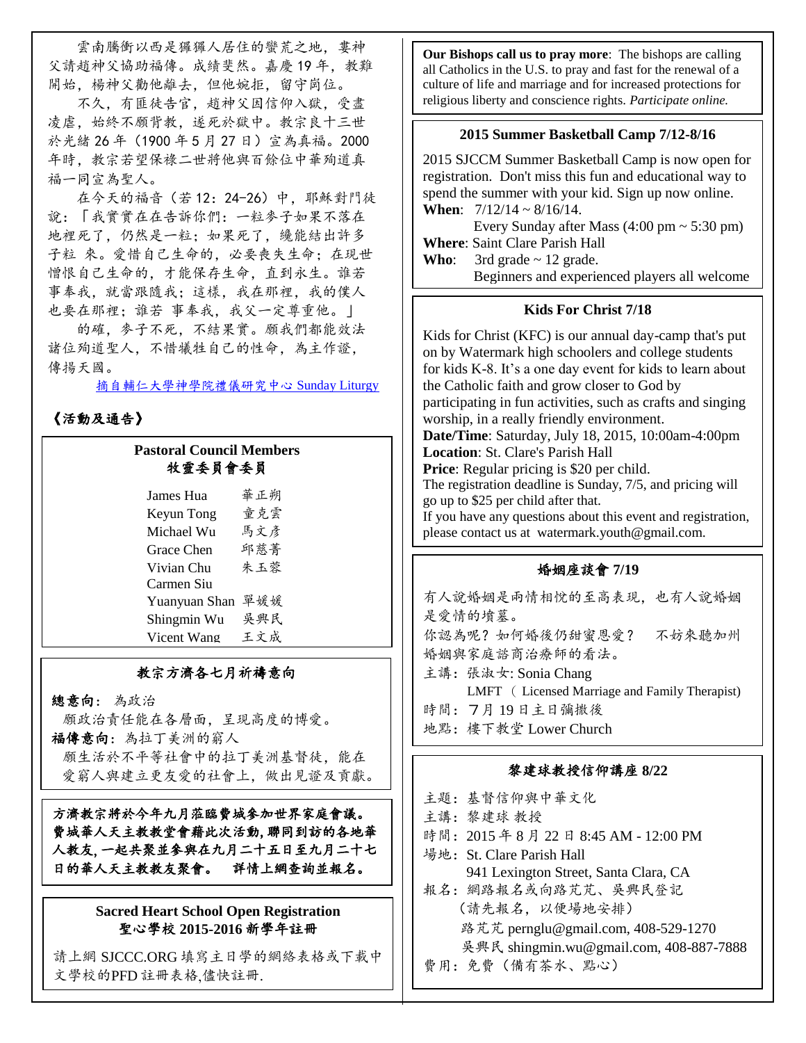雲南騰衝以西是玀玀人居住的蠻荒之地，婁神父請趙神父協助福傳。成績斐然。嘉慶 19 年，教難開始，楊神父勸他離去，但他婉拒，留守崗位。

不久，有匪徒告官，趙神父因信仰入獄，受盡凌虐，始終不願背教，遂死於獄中。教宗良十三世於光緒 26 年（1900 年 5 月 27 日）宣為真福。2000 年時，教宗若望保祿二世將他與百餘位中華殉道真福一同宣為聖人。

在今天的福音（若 12：24-26）中，耶穌對門徒說：「我實實在在告訴你們：一粒麥子如果不落在地裡死了，仍然是一粒；如果死了，纔能結出許多子粒 來。愛惜自己生命的，必要喪失生命；在現世憎恨自己生命的，才能保存生命，直到永生。誰若事奉我，就當跟隨我；這樣，我在那裡，我的僕人也要在那裡；誰若 事奉我，我父一定尊重他。」

的確，麥子不死，不結果實。願我們都能效法諸位殉道聖人，不惜犧牲自己的性命，為主作證，傳揚天國。

摘自輔仁大學神學院禮儀研究中心 Sunday Liturgy

## 《活動及通告》

### Pastoral Council Members 牧靈委員會委員

| | |
|---|---|
| James Hua | 華正朔 |
| Keyun Tong | 童克雲 |
| Michael Wu | 馬文彥 |
| Grace Chen | 邱慈菁 |
| Vivian Chu | 朱玉蓉 |
| Carmen Siu | |
| Yuanyuan Shan | 單媛媛 |
| Shingmin Wu | 吳興民 |
| Vicent Wang | 王文成 |

### 教宗方濟各七月祈禱意向

**總意向：** 為政治

願政治責任能在各層面，呈現高度的博愛。

**福傳意向：** 為拉丁美洲的窮人

願生活於不平等社會中的拉丁美洲基督徒，能在愛窮人與建立更友愛的社會上，做出見證及貢獻。

**方濟教宗將於今年九月蒞臨費城參加世界家庭會議。費城華人天主教教堂會藉此次活動，聯同到訪的各地華人教友，一起共聚並參與在九月二十五日至九月二十七日的華人天主教教友聚會。　詳情上網查詢並報名。**

### Sacred Heart School Open Registration 聖心學校 2015-2016 新學年註冊

請上網 SJCCC.ORG 填寫主日學的網絡表格或下載中文學校的PFD 註冊表格,儘快註冊.

**Our Bishops call us to pray more**: The bishops are calling all Catholics in the U.S. to pray and fast for the renewal of a culture of life and marriage and for increased protections for religious liberty and conscience rights. *Participate online.*

### 2015 Summer Basketball Camp 7/12-8/16

2015 SJCCM Summer Basketball Camp is now open for registration. Don't miss this fun and educational way to spend the summer with your kid. Sign up now online.

**When**: 7/12/14 ~ 8/16/14.
Every Sunday after Mass (4:00 pm ~ 5:30 pm)
**Where**: Saint Clare Parish Hall
**Who**: 3rd grade ~ 12 grade.
Beginners and experienced players all welcome

### Kids For Christ 7/18

Kids for Christ (KFC) is our annual day-camp that's put on by Watermark high schoolers and college students for kids K-8. It's a one day event for kids to learn about the Catholic faith and grow closer to God by participating in fun activities, such as crafts and singing worship, in a really friendly environment.

**Date/Time**: Saturday, July 18, 2015, 10:00am-4:00pm
**Location**: St. Clare's Parish Hall
**Price**: Regular pricing is $20 per child.
The registration deadline is Sunday, 7/5, and pricing will go up to $25 per child after that.
If you have any questions about this event and registration, please contact us at watermark.youth@gmail.com.

### 婚姻座談會 7/19

有人說婚姻是兩情相悅的至高表現，也有人說婚姻是愛情的墳墓。

你認為呢？如何婚後仍甜蜜恩愛？　不妨來聽加州婚姻與家庭諮商治療師的看法。

主講：張淑女: Sonia Chang
LMFT （ Licensed Marriage and Family Therapist)
時間：７月 19 日主日彌撒後
地點：樓下教堂 Lower Church

### 黎建球教授信仰講座 8/22

主題：基督信仰與中華文化
主講：黎建球 教授
時間：2015 年 8 月 22 日 8:45 AM - 12:00 PM
場地：St. Clare Parish Hall
941 Lexington Street, Santa Clara, CA
報名：網路報名或向路芃芃、吳興民登記
（請先報名，以便場地安排）
路芃芃 pernglu@gmail.com, 408-529-1270
吳興民 shingmin.wu@gmail.com, 408-887-7888
費用：免費（備有茶水、點心）